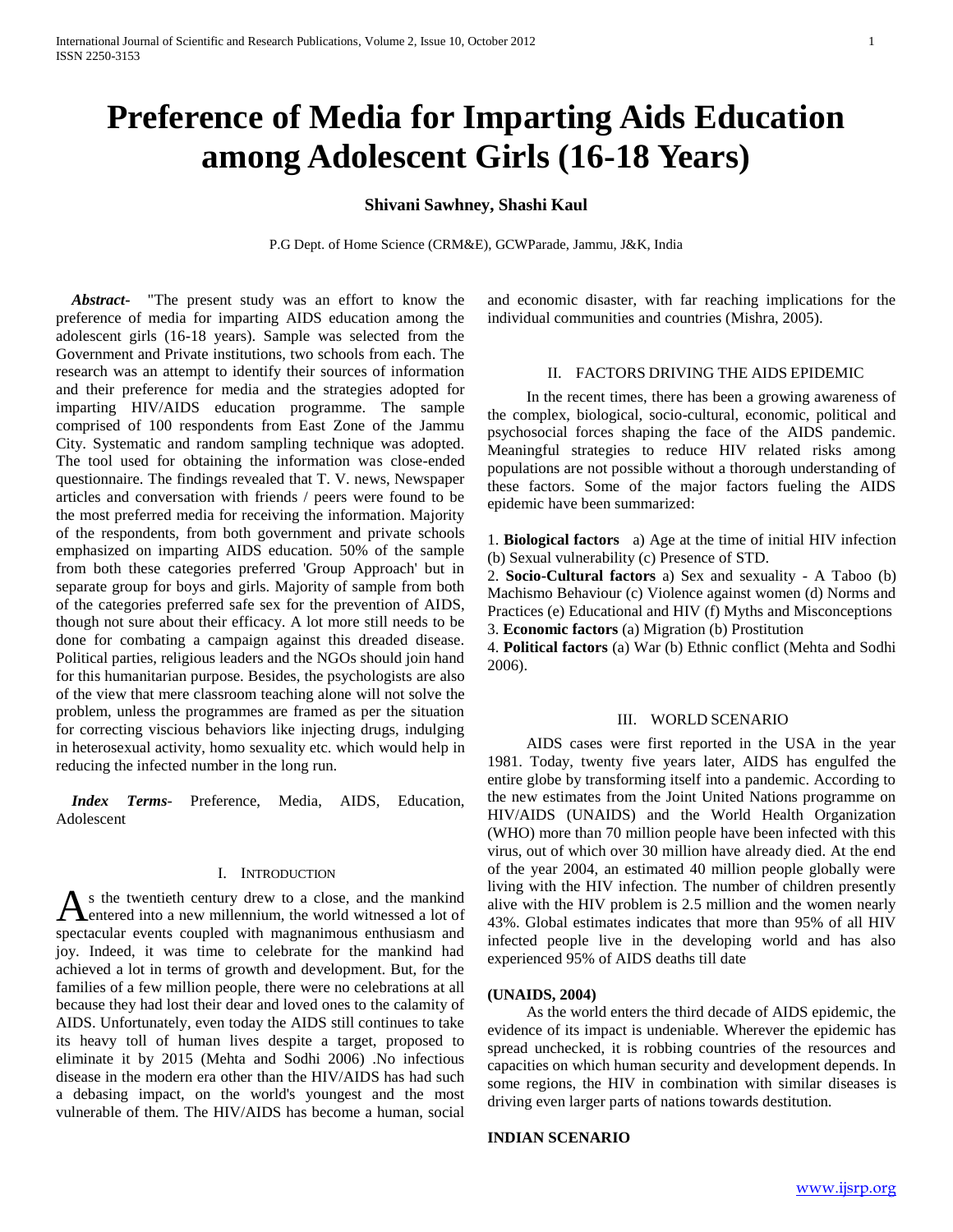# Preference of Media for Imparting Aids Education among Adolescent Girls (16-18 Years)

**Shivani Sawhney, Shashi Kaul**

P.G Dept. of Home Science (CRM&E), GCWParade, Jammu, J&K, India

***Abstract***- "The present study was an effort to know the preference of media for imparting AIDS education among the adolescent girls (16-18 years). Sample was selected from the Government and Private institutions, two schools from each. The research was an attempt to identify their sources of information and their preference for media and the strategies adopted for imparting HIV/AIDS education programme. The sample comprised of 100 respondents from East Zone of the Jammu City. Systematic and random sampling technique was adopted. The tool used for obtaining the information was close-ended questionnaire. The findings revealed that T. V. news, Newspaper articles and conversation with friends / peers were found to be the most preferred media for receiving the information. Majority of the respondents, from both government and private schools emphasized on imparting AIDS education. 50% of the sample from both these categories preferred 'Group Approach' but in separate group for boys and girls. Majority of sample from both of the categories preferred safe sex for the prevention of AIDS, though not sure about their efficacy. A lot more still needs to be done for combating a campaign against this dreaded disease. Political parties, religious leaders and the NGOs should join hand for this humanitarian purpose. Besides, the psychologists are also of the view that mere classroom teaching alone will not solve the problem, unless the programmes are framed as per the situation for correcting viscious behaviors like injecting drugs, indulging in heterosexual activity, homo sexuality etc. which would help in reducing the infected number in the long run.

***Index Terms***- Preference, Media, AIDS, Education, Adolescent

## I. Introduction

As the twentieth century drew to a close, and the mankind entered into a new millennium, the world witnessed a lot of spectacular events coupled with magnanimous enthusiasm and joy. Indeed, it was time to celebrate for the mankind had achieved a lot in terms of growth and development. But, for the families of a few million people, there were no celebrations at all because they had lost their dear and loved ones to the calamity of AIDS. Unfortunately, even today the AIDS still continues to take its heavy toll of human lives despite a target, proposed to eliminate it by 2015 (Mehta and Sodhi 2006) .No infectious disease in the modern era other than the HIV/AIDS has had such a debasing impact, on the world's youngest and the most vulnerable of them. The HIV/AIDS has become a human, social and economic disaster, with far reaching implications for the individual communities and countries (Mishra, 2005).

## II. Factors Driving the AIDS Epidemic

In the recent times, there has been a growing awareness of the complex, biological, socio-cultural, economic, political and psychosocial forces shaping the face of the AIDS pandemic. Meaningful strategies to reduce HIV related risks among populations are not possible without a thorough understanding of these factors. Some of the major factors fueling the AIDS epidemic have been summarized:

1. **Biological factors** a) Age at the time of initial HIV infection (b) Sexual vulnerability (c) Presence of STD.
2. **Socio-Cultural factors** a) Sex and sexuality - A Taboo (b) Machismo Behaviour (c) Violence against women (d) Norms and Practices (e) Educational and HIV (f) Myths and Misconceptions
3. **Economic factors** (a) Migration (b) Prostitution
4. **Political factors** (a) War (b) Ethnic conflict (Mehta and Sodhi 2006).

## III. World Scenario

AIDS cases were first reported in the USA in the year 1981. Today, twenty five years later, AIDS has engulfed the entire globe by transforming itself into a pandemic. According to the new estimates from the Joint United Nations programme on HIV/AIDS (UNAIDS) and the World Health Organization (WHO) more than 70 million people have been infected with this virus, out of which over 30 million have already died. At the end of the year 2004, an estimated 40 million people globally were living with the HIV infection. The number of children presently alive with the HIV problem is 2.5 million and the women nearly 43%. Global estimates indicates that more than 95% of all HIV infected people live in the developing world and has also experienced 95% of AIDS deaths till date

**(UNAIDS, 2004)**

As the world enters the third decade of AIDS epidemic, the evidence of its impact is undeniable. Wherever the epidemic has spread unchecked, it is robbing countries of the resources and capacities on which human security and development depends. In some regions, the HIV in combination with similar diseases is driving even larger parts of nations towards destitution.

**INDIAN SCENARIO**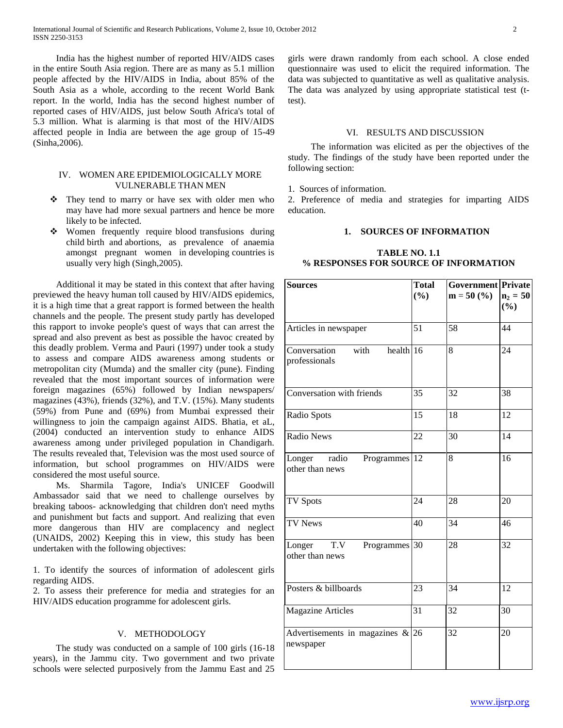India has the highest number of reported HIV/AIDS cases in the entire South Asia region. There are as many as 5.1 million people affected by the HIV/AIDS in India, about 85% of the South Asia as a whole, according to the recent World Bank report. In the world, India has the second highest number of reported cases of HIV/AIDS, just below South Africa's total of 5.3 million. What is alarming is that most of the HIV/AIDS affected people in India are between the age group of 15-49 (Sinha,2006).

## IV. WOMEN ARE EPIDEMIOLOGICALLY MORE VULNERABLE THAN MEN

- They tend to marry or have sex with older men who may have had more sexual partners and hence be more likely to be infected.
- Women frequently require blood transfusions during child birth and abortions, as prevalence of anaemia amongst pregnant women in developing countries is usually very high (Singh,2005).

Additional it may be stated in this context that after having previewed the heavy human toll caused by HIV/AIDS epidemics, it is a high time that a great rapport is formed between the health channels and the people. The present study partly has developed this rapport to invoke people's quest of ways that can arrest the spread and also prevent as best as possible the havoc created by this deadly problem. Verma and Pauri (1997) under took a study to assess and compare AIDS awareness among students or metropolitan city (Mumda) and the smaller city (pune). Finding revealed that the most important sources of information were foreign magazines (65%) followed by Indian newspapers/ magazines (43%), friends (32%), and T.V. (15%). Many students (59%) from Pune and (69%) from Mumbai expressed their willingness to join the campaign against AIDS. Bhatia, et aL, (2004) conducted an intervention study to enhance AIDS awareness among under privileged population in Chandigarh. The results revealed that, Television was the most used source of information, but school programmes on HIV/AIDS were considered the most useful source.

Ms. Sharmila Tagore, India's UNICEF Goodwill Ambassador said that we need to challenge ourselves by breaking taboos- acknowledging that children don't need myths and punishment but facts and support. And realizing that even more dangerous than HIV are complacency and neglect (UNAIDS, 2002) Keeping this in view, this study has been undertaken with the following objectives:

1. To identify the sources of information of adolescent girls regarding AIDS.
2. To assess their preference for media and strategies for an HIV/AIDS education programme for adolescent girls.

## V. METHODOLOGY

The study was conducted on a sample of 100 girls (16-18 years), in the Jammu city. Two government and two private schools were selected purposively from the Jammu East and 25 girls were drawn randomly from each school. A close ended questionnaire was used to elicit the required information. The data was subjected to quantitative as well as qualitative analysis. The data was analyzed by using appropriate statistical test (t-test).

## VI. RESULTS AND DISCUSSION

The information was elicited as per the objectives of the study. The findings of the study have been reported under the following section:

1. Sources of information.
2. Preference of media and strategies for imparting AIDS education.

### 1. SOURCES OF INFORMATION

**TABLE NO. 1.1**
**% RESPONSES FOR SOURCE OF INFORMATION**

| Sources | Total (%) | Government m = 50 (%) | Private $n_2$ = 50 (%) |
|---|---|---|---|
| Articles in newspaper | 51 | 58 | 44 |
| Conversation with health professionals | 16 | 8 | 24 |
| Conversation with friends | 35 | 32 | 38 |
| Radio Spots | 15 | 18 | 12 |
| Radio News | 22 | 30 | 14 |
| Longer radio Programmes other than news | 12 | 8 | 16 |
| TV Spots | 24 | 28 | 20 |
| TV News | 40 | 34 | 46 |
| Longer T.V Programmes other than news | 30 | 28 | 32 |
| Posters & billboards | 23 | 34 | 12 |
| Magazine Articles | 31 | 32 | 30 |
| Advertisements in magazines & newspaper | 26 | 32 | 20 |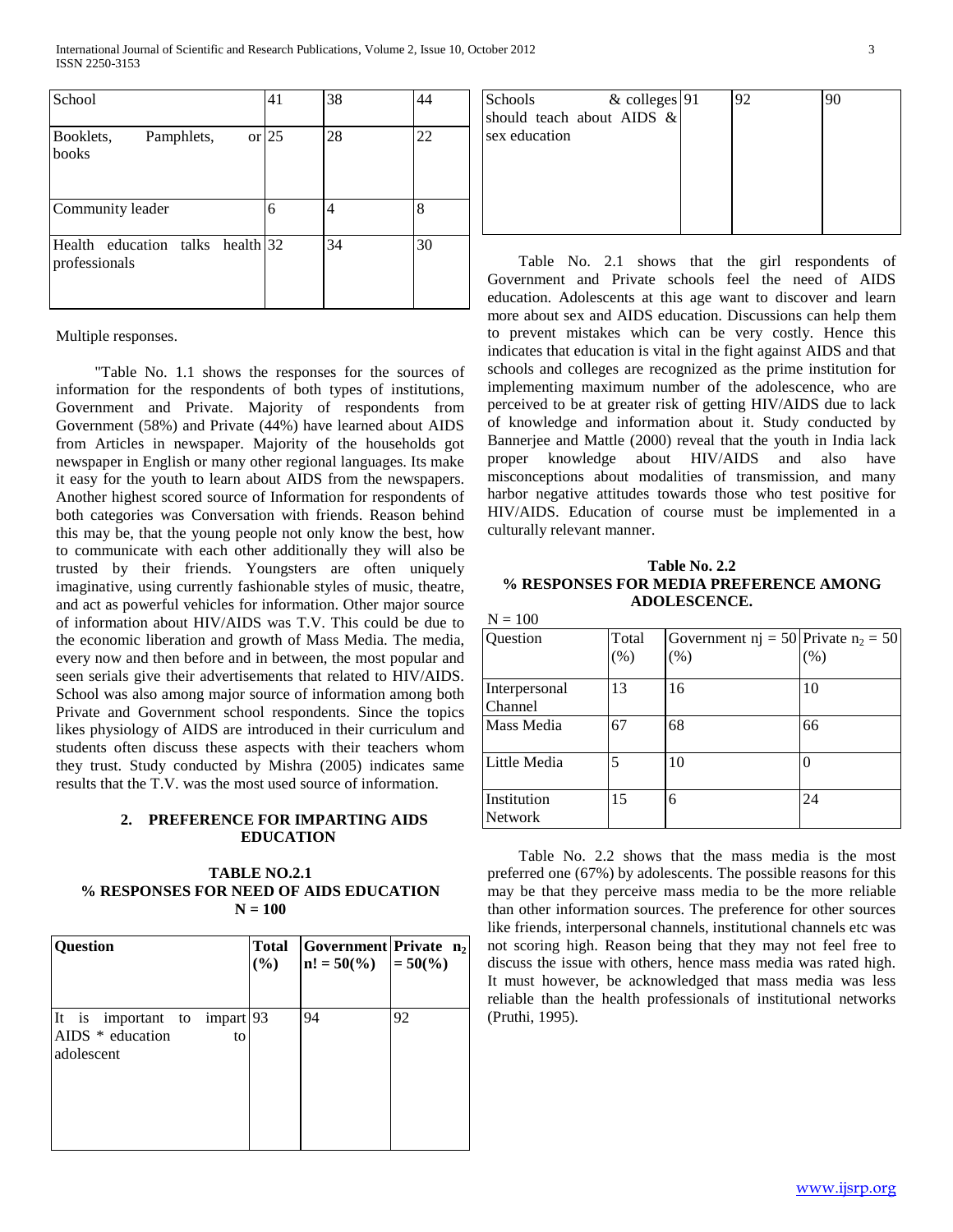| School | 41 | 38 | 44 |
|---|---|---|---|
| Booklets, Pamphlets, or books | 25 | 28 | 22 |
| Community leader | 6 | 4 | 8 |
| Health education talks health professionals | 32 | 34 | 30 |

Multiple responses.

"Table No. 1.1 shows the responses for the sources of information for the respondents of both types of institutions, Government and Private. Majority of respondents from Government (58%) and Private (44%) have learned about AIDS from Articles in newspaper. Majority of the households got newspaper in English or many other regional languages. Its make it easy for the youth to learn about AIDS from the newspapers. Another highest scored source of Information for respondents of both categories was Conversation with friends. Reason behind this may be, that the young people not only know the best, how to communicate with each other additionally they will also be trusted by their friends. Youngsters are often uniquely imaginative, using currently fashionable styles of music, theatre, and act as powerful vehicles for information. Other major source of information about HIV/AIDS was T.V. This could be due to the economic liberation and growth of Mass Media. The media, every now and then before and in between, the most popular and seen serials give their advertisements that related to HIV/AIDS. School was also among major source of information among both Private and Government school respondents. Since the topics likes physiology of AIDS are introduced in their curriculum and students often discuss these aspects with their teachers whom they trust. Study conducted by Mishra (2005) indicates same results that the T.V. was the most used source of information.

## 2. PREFERENCE FOR IMPARTING AIDS EDUCATION

**TABLE NO.2.1**
**% RESPONSES FOR NEED OF AIDS EDUCATION**
**N = 100**

| **Question** | **Total (%)** | **Government n! = 50(%)** | **Private $n_2$ = 50(%)** |
|---|---|---|---|
| It is important to impart AIDS * education to adolescent | 93 | 94 | 92 |
| Schools & colleges should teach about AIDS & sex education | 91 | 92 | 90 |

Table No. 2.1 shows that the girl respondents of Government and Private schools feel the need of AIDS education. Adolescents at this age want to discover and learn more about sex and AIDS education. Discussions can help them to prevent mistakes which can be very costly. Hence this indicates that education is vital in the fight against AIDS and that schools and colleges are recognized as the prime institution for implementing maximum number of the adolescence, who are perceived to be at greater risk of getting HIV/AIDS due to lack of knowledge and information about it. Study conducted by Bannerjee and Mattle (2000) reveal that the youth in India lack proper knowledge about HIV/AIDS and also have misconceptions about modalities of transmission, and many harbor negative attitudes towards those who test positive for HIV/AIDS. Education of course must be implemented in a culturally relevant manner.

**Table No. 2.2**
**% RESPONSES FOR MEDIA PREFERENCE AMONG ADOLESCENCE.**

N = 100

| Question | Total (%) | Government nj = 50 (%) | Private $n_2$ = 50 (%) |
|---|---|---|---|
| Interpersonal Channel | 13 | 16 | 10 |
| Mass Media | 67 | 68 | 66 |
| Little Media | 5 | 10 | 0 |
| Institution Network | 15 | 6 | 24 |

Table No. 2.2 shows that the mass media is the most preferred one (67%) by adolescents. The possible reasons for this may be that they perceive mass media to be the more reliable than other information sources. The preference for other sources like friends, interpersonal channels, institutional channels etc was not scoring high. Reason being that they may not feel free to discuss the issue with others, hence mass media was rated high. It must however, be acknowledged that mass media was less reliable than the health professionals of institutional networks (Pruthi, 1995).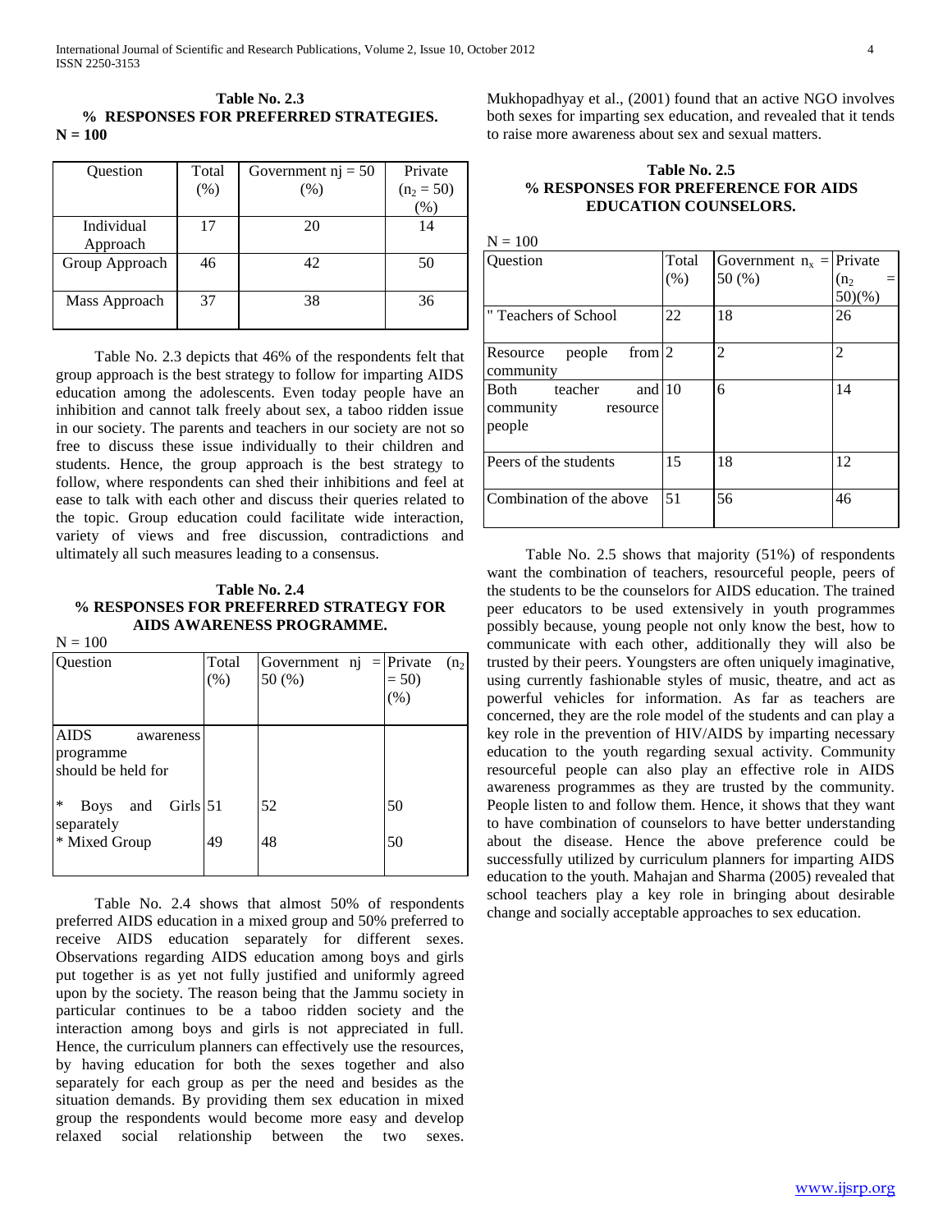**Table No. 2.3**
**% RESPONSES FOR PREFERRED STRATEGIES.**
**N = 100**

| Question | Total (%) | Government nj = 50 (%) | Private ($n_2$ = 50) (%) |
|---|---|---|---|
| Individual Approach | 17 | 20 | 14 |
| Group Approach | 46 | 42 | 50 |
| Mass Approach | 37 | 38 | 36 |

Table No. 2.3 depicts that 46% of the respondents felt that group approach is the best strategy to follow for imparting AIDS education among the adolescents. Even today people have an inhibition and cannot talk freely about sex, a taboo ridden issue in our society. The parents and teachers in our society are not so free to discuss these issue individually to their children and students. Hence, the group approach is the best strategy to follow, where respondents can shed their inhibitions and feel at ease to talk with each other and discuss their queries related to the topic. Group education could facilitate wide interaction, variety of views and free discussion, contradictions and ultimately all such measures leading to a consensus.

**Table No. 2.4**
**% RESPONSES FOR PREFERRED STRATEGY FOR AIDS AWARENESS PROGRAMME.**

N = 100

| Question | Total (%) | Government nj = 50 (%) | Private ($n_2$ = 50) (%) |
|---|---|---|---|
| AIDS awareness programme should be held for | | | |
| * Boys and Girls separately | 51 | 52 | 50 |
| * Mixed Group | 49 | 48 | 50 |

Table No. 2.4 shows that almost 50% of respondents preferred AIDS education in a mixed group and 50% preferred to receive AIDS education separately for different sexes. Observations regarding AIDS education among boys and girls put together is as yet not fully justified and uniformly agreed upon by the society. The reason being that the Jammu society in particular continues to be a taboo ridden society and the interaction among boys and girls is not appreciated in full. Hence, the curriculum planners can effectively use the resources, by having education for both the sexes together and also separately for each group as per the need and besides as the situation demands. By providing them sex education in mixed group the respondents would become more easy and develop relaxed social relationship between the two sexes. Mukhopadhyay et al., (2001) found that an active NGO involves both sexes for imparting sex education, and revealed that it tends to raise more awareness about sex and sexual matters.

**Table No. 2.5**
**% RESPONSES FOR PREFERENCE FOR AIDS EDUCATION COUNSELORS.**

N = 100

| Question | Total (%) | Government $n_x$ = 50 (%) | Private ($n_2$ = 50)(%) |
|---|---|---|---|
| " Teachers of School | 22 | 18 | 26 |
| Resource people from community | 2 | 2 | 2 |
| Both teacher and community resource people | 10 | 6 | 14 |
| Peers of the students | 15 | 18 | 12 |
| Combination of the above | 51 | 56 | 46 |

Table No. 2.5 shows that majority (51%) of respondents want the combination of teachers, resourceful people, peers of the students to be the counselors for AIDS education. The trained peer educators to be used extensively in youth programmes possibly because, young people not only know the best, how to communicate with each other, additionally they will also be trusted by their peers. Youngsters are often uniquely imaginative, using currently fashionable styles of music, theatre, and act as powerful vehicles for information. As far as teachers are concerned, they are the role model of the students and can play a key role in the prevention of HIV/AIDS by imparting necessary education to the youth regarding sexual activity. Community resourceful people can also play an effective role in AIDS awareness programmes as they are trusted by the community. People listen to and follow them. Hence, it shows that they want to have combination of counselors to have better understanding about the disease. Hence the above preference could be successfully utilized by curriculum planners for imparting AIDS education to the youth. Mahajan and Sharma (2005) revealed that school teachers play a key role in bringing about desirable change and socially acceptable approaches to sex education.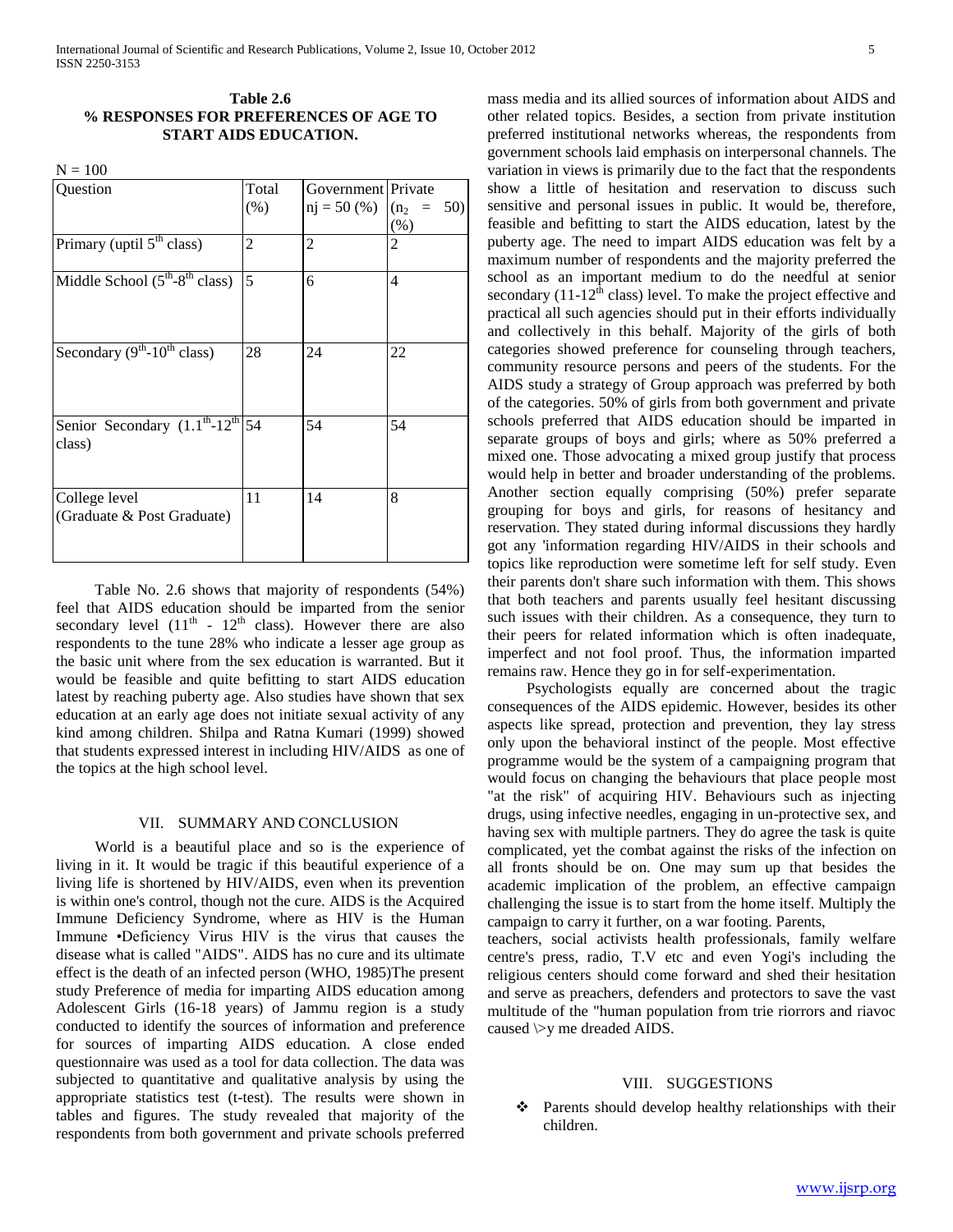**Table 2.6**
**% RESPONSES FOR PREFERENCES OF AGE TO START AIDS EDUCATION.**

N = 100

| Question | Total (%) | Government nj = 50 (%) | Private ($n_2$ = 50) (%) |
|---|---|---|---|
| Primary (uptil $5^{th}$ class) | 2 | 2 | 2 |
| Middle School ($5^{th}$-$8^{th}$ class) | 5 | 6 | 4 |
| Secondary ($9^{th}$-$10^{th}$ class) | 28 | 24 | 22 |
| Senior Secondary ($1.1^{th}$-$12^{th}$ class) | 54 | 54 | 54 |
| College level (Graduate & Post Graduate) | 11 | 14 | 8 |

Table No. 2.6 shows that majority of respondents (54%) feel that AIDS education should be imparted from the senior secondary level ($11^{th}$ - $12^{th}$ class). However there are also respondents to the tune 28% who indicate a lesser age group as the basic unit where from the sex education is warranted. But it would be feasible and quite befitting to start AIDS education latest by reaching puberty age. Also studies have shown that sex education at an early age does not initiate sexual activity of any kind among children. Shilpa and Ratna Kumari (1999) showed that students expressed interest in including HIV/AIDS as one of the topics at the high school level.

## VII. Summary and Conclusion

World is a beautiful place and so is the experience of living in it. It would be tragic if this beautiful experience of a living life is shortened by HIV/AIDS, even when its prevention is within one's control, though not the cure. AIDS is the Acquired Immune Deficiency Syndrome, where as HIV is the Human Immune •Deficiency Virus HIV is the virus that causes the disease what is called "AIDS". AIDS has no cure and its ultimate effect is the death of an infected person (WHO, 1985)The present study Preference of media for imparting AIDS education among Adolescent Girls (16-18 years) of Jammu region is a study conducted to identify the sources of information and preference for sources of imparting AIDS education. A close ended questionnaire was used as a tool for data collection. The data was subjected to quantitative and qualitative analysis by using the appropriate statistics test (t-test). The results were shown in tables and figures. The study revealed that majority of the respondents from both government and private schools preferred mass media and its allied sources of information about AIDS and other related topics. Besides, a section from private institution preferred institutional networks whereas, the respondents from government schools laid emphasis on interpersonal channels. The variation in views is primarily due to the fact that the respondents show a little of hesitation and reservation to discuss such sensitive and personal issues in public. It would be, therefore, feasible and befitting to start the AIDS education, latest by the puberty age. The need to impart AIDS education was felt by a maximum number of respondents and the majority preferred the school as an important medium to do the needful at senior secondary ($11$-$12^{th}$ class) level. To make the project effective and practical all such agencies should put in their efforts individually and collectively in this behalf. Majority of the girls of both categories showed preference for counseling through teachers, community resource persons and peers of the students. For the AIDS study a strategy of Group approach was preferred by both of the categories. 50% of girls from both government and private schools preferred that AIDS education should be imparted in separate groups of boys and girls; where as 50% preferred a mixed one. Those advocating a mixed group justify that process would help in better and broader understanding of the problems. Another section equally comprising (50%) prefer separate grouping for boys and girls, for reasons of hesitancy and reservation. They stated during informal discussions they hardly got any 'information regarding HIV/AIDS in their schools and topics like reproduction were sometime left for self study. Even their parents don't share such information with them. This shows that both teachers and parents usually feel hesitant discussing such issues with their children. As a consequence, they turn to their peers for related information which is often inadequate, imperfect and not fool proof. Thus, the information imparted remains raw. Hence they go in for self-experimentation.

Psychologists equally are concerned about the tragic consequences of the AIDS epidemic. However, besides its other aspects like spread, protection and prevention, they lay stress only upon the behavioral instinct of the people. Most effective programme would be the system of a campaigning program that would focus on changing the behaviours that place people most "at the risk" of acquiring HIV. Behaviours such as injecting drugs, using infective needles, engaging in un-protective sex, and having sex with multiple partners. They do agree the task is quite complicated, yet the combat against the risks of the infection on all fronts should be on. One may sum up that besides the academic implication of the problem, an effective campaign challenging the issue is to start from the home itself. Multiply the campaign to carry it further, on a war footing. Parents, teachers, social activists health professionals, family welfare centre's press, radio, T.V etc and even Yogi's including the religious centers should come forward and shed their hesitation and serve as preachers, defenders and protectors to save the vast multitude of the "human population from trie riorrors and riavoc caused \>y me dreaded AIDS.

## VIII. Suggestions

- Parents should develop healthy relationships with their children.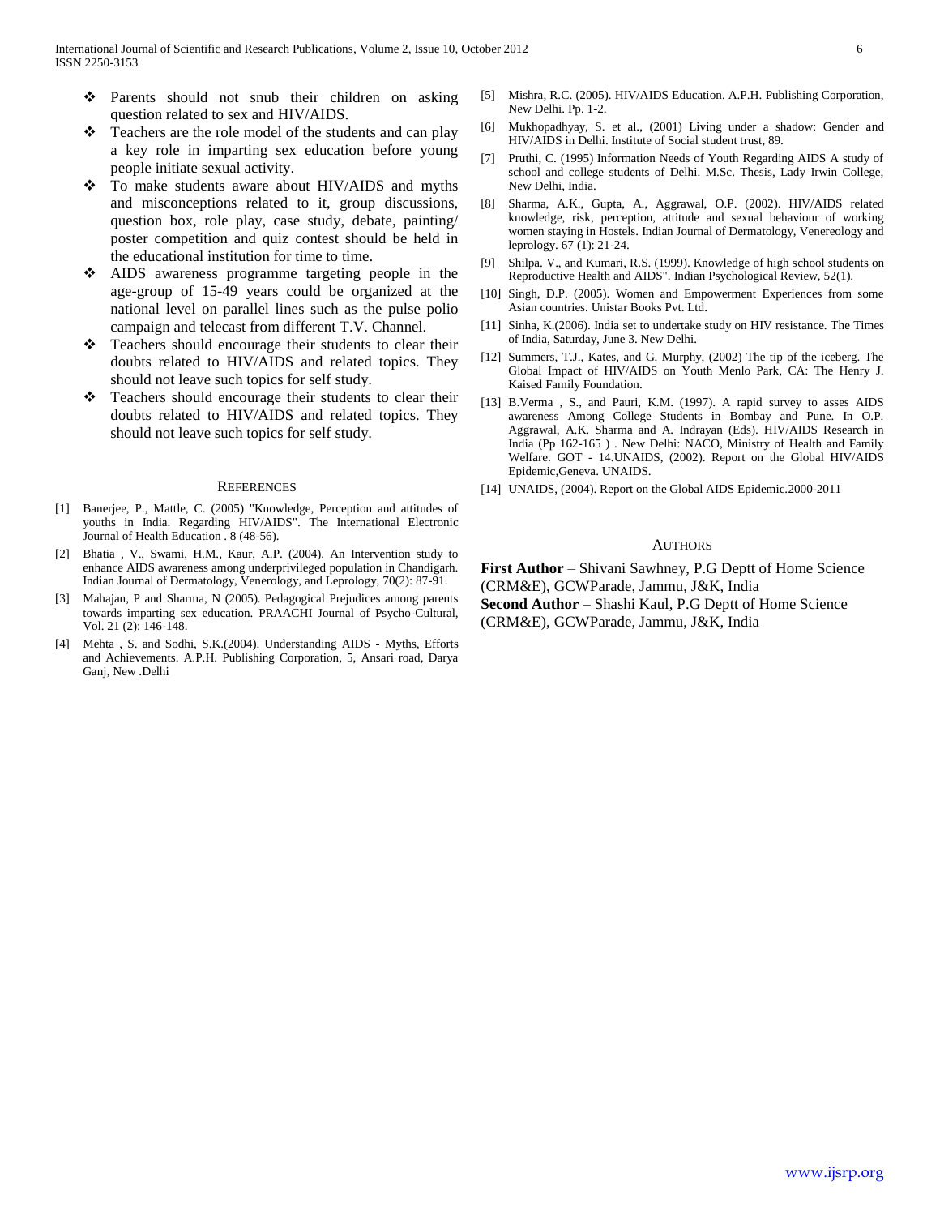- Parents should not snub their children on asking question related to sex and HIV/AIDS.
- Teachers are the role model of the students and can play a key role in imparting sex education before young people initiate sexual activity.
- To make students aware about HIV/AIDS and myths and misconceptions related to it, group discussions, question box, role play, case study, debate, painting/ poster competition and quiz contest should be held in the educational institution for time to time.
- AIDS awareness programme targeting people in the age-group of 15-49 years could be organized at the national level on parallel lines such as the pulse polio campaign and telecast from different T.V. Channel.
- Teachers should encourage their students to clear their doubts related to HIV/AIDS and related topics. They should not leave such topics for self study.
- Teachers should encourage their students to clear their doubts related to HIV/AIDS and related topics. They should not leave such topics for self study.

## REFERENCES

[1] Banerjee, P., Mattle, C. (2005) "Knowledge, Perception and attitudes of youths in India. Regarding HIV/AIDS". The International Electronic Journal of Health Education . 8 (48-56).

[2] Bhatia , V., Swami, H.M., Kaur, A.P. (2004). An Intervention study to enhance AIDS awareness among underprivileged population in Chandigarh. Indian Journal of Dermatology, Venerology, and Leprology, 70(2): 87-91.

[3] Mahajan, P and Sharma, N (2005). Pedagogical Prejudices among parents towards imparting sex education. PRAACHI Journal of Psycho-Cultural, Vol. 21 (2): 146-148.

[4] Mehta , S. and Sodhi, S.K.(2004). Understanding AIDS - Myths, Efforts and Achievements. A.P.H. Publishing Corporation, 5, Ansari road, Darya Ganj, New .Delhi

[5] Mishra, R.C. (2005). HIV/AIDS Education. A.P.H. Publishing Corporation, New Delhi. Pp. 1-2.

[6] Mukhopadhyay, S. et al., (2001) Living under a shadow: Gender and HIV/AIDS in Delhi. Institute of Social student trust, 89.

[7] Pruthi, C. (1995) Information Needs of Youth Regarding AIDS A study of school and college students of Delhi. M.Sc. Thesis, Lady Irwin College, New Delhi, India.

[8] Sharma, A.K., Gupta, A., Aggrawal, O.P. (2002). HIV/AIDS related knowledge, risk, perception, attitude and sexual behaviour of working women staying in Hostels. Indian Journal of Dermatology, Venereology and leprology. 67 (1): 21-24.

[9] Shilpa. V., and Kumari, R.S. (1999). Knowledge of high school students on Reproductive Health and AIDS". Indian Psychological Review, 52(1).

[10] Singh, D.P. (2005). Women and Empowerment Experiences from some Asian countries. Unistar Books Pvt. Ltd.

[11] Sinha, K.(2006). India set to undertake study on HIV resistance. The Times of India, Saturday, June 3. New Delhi.

[12] Summers, T.J., Kates, and G. Murphy, (2002) The tip of the iceberg. The Global Impact of HIV/AIDS on Youth Menlo Park, CA: The Henry J. Kaised Family Foundation.

[13] B.Verma , S., and Pauri, K.M. (1997). A rapid survey to asses AIDS awareness Among College Students in Bombay and Pune. In O.P. Aggrawal, A.K. Sharma and A. Indrayan (Eds). HIV/AIDS Research in India (Pp 162-165 ) . New Delhi: NACO, Ministry of Health and Family Welfare. GOT - 14.UNAIDS, (2002). Report on the Global HIV/AIDS Epidemic,Geneva. UNAIDS.

[14] UNAIDS, (2004). Report on the Global AIDS Epidemic.2000-2011

## AUTHORS

**First Author** – Shivani Sawhney, P.G Deptt of Home Science (CRM&E), GCWParade, Jammu, J&K, India

**Second Author** – Shashi Kaul, P.G Deptt of Home Science (CRM&E), GCWParade, Jammu, J&K, India